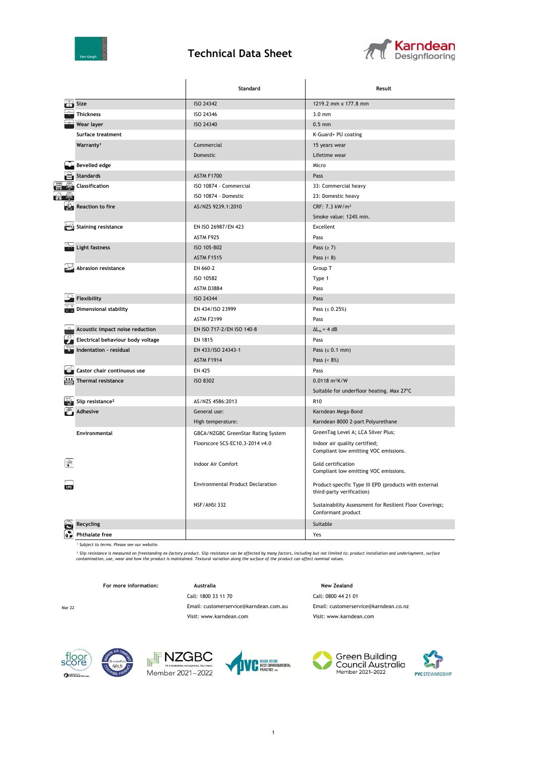# Technical Data Sheet

Karndean Designflooring

Van Gogh

| | Standard | Result |
|---|---|---|
| **Size** | ISO 24342 | 1219.2 mm x 177.8 mm |
| **Thickness** | ISO 24346 | 3.0 mm |
| **Wear layer** | ISO 24340 | 0.5 mm |
| **Surface treatment** | | K-Guard+ PU coating |
| **Warranty**[1] | Commercial | 15 years wear |
| | Domestic | Lifetime wear |
| **Bevelled edge** | | Micro |
| **Standards** | ASTM F1700 | Pass |
| **Classification** | ISO 10874 - Commercial | 33: Commercial heavy |
| | ISO 10874 - Domestic | 23: Domestic heavy |
| **Reaction to fire** | AS/NZS 9239.1:2010 | CRF: 7.3 kW/m² |
| | | Smoke value: 124% min. |
| **Staining resistance** | EN ISO 26987/EN 423 | Excellent |
| | ASTM F925 | Pass |
| **Light fastness** | ISO 105-B02 | Pass (≥ 7) |
| | ASTM F1515 | Pass (< 8) |
| **Abrasion resistance** | EN 660-2 | Group T |
| | ISO 10582 | Type 1 |
| | ASTM D3884 | Pass |
| **Flexibility** | ISO 24344 | Pass |
| **Dimensional stability** | EN 434/ISO 23999 | Pass (≤ 0.25%) |
| | ASTM F2199 | Pass |
| **Acoustic impact noise reduction** | EN ISO 717-2/EN ISO 140-8 | $\Delta L_w$ = 4 dB |
| **Electrical behaviour body voltage** | EN 1815 | Pass |
| **Indentation - residual** | EN 433/ISO 24343-1 | Pass (≤ 0.1 mm) |
| | ASTM F1914 | Pass (< 8%) |
| **Castor chair continuous use** | EN 425 | Pass |
| **Thermal resistance** | ISO 8302 | 0.0118 m²K/W |
| | | Suitable for underfloor heating. Max 27°C |
| **Slip resistance**[2] | AS/NZS 4586:2013 | R10 |
| **Adhesive** | General use: | Karndean Mega-Bond |
| | High temperature: | Karndean 8000 2-part Polyurethane |
| **Environmental** | GBCA/NZGBC GreenStar Rating System | GreenTag Level A; LCA Silver Plus; |
| | Floorscore SCS-EC10.3-2014 v4.0 | Indoor air quality certified; Compliant low emitting VOC emissions. |
| | Indoor Air Comfort | Gold certification Compliant low emitting VOC emissions. |
| | Environmental Product Declaration | Product-specific Type III EPD (products with external third-party verification) |
| | NSF/ANSI 332 | Sustainability Assessment for Resilient Floor Coverings; Conformant product |
| **Recycling** | | Suitable |
| **Phthalate free** | | Yes |

*[1] Subject to terms. Please see our website.*

*[2] Slip resistance is measured on freestanding ex-factory product. Slip resistance can be affected by many factors, including but not limited to; product installation and underlayment, surface contamination, use, wear and how the product is maintained. Textural variation along the surface of the product can affect nominal values.*

**For more information:**

**Australia**
Call: 1800 33 11 70
Email: customerservice@karndean.com.au
Visit: www.karndean.com

**New Zealand**
Call: 0800 44 21 01
Email: customerservice@karndean.co.nz
Visit: www.karndean.com

Mar 22

NZGBC Member 2021–2022

Green Building Council Australia Member 2021–2022

PVC STEWARDSHIP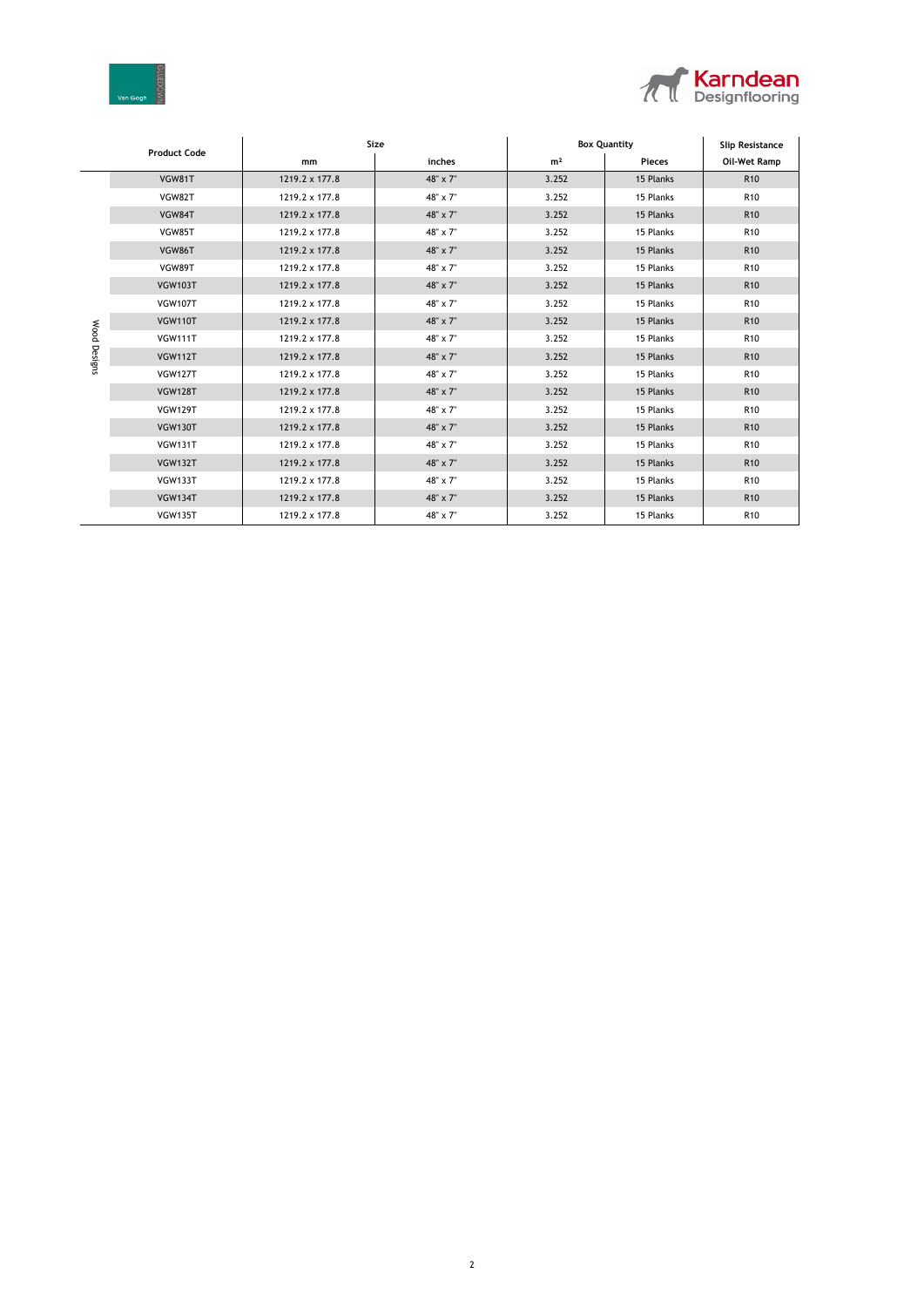| | Product Code | Size | | Box Quantity | | Slip Resistance |
|---|---|---|---|---|---|---|
| | | mm | inches | m² | Pieces | Oil-Wet Ramp |
| Wood Designs | VGW81T | 1219.2 x 177.8 | 48" x 7" | 3.252 | 15 Planks | R10 |
| | VGW82T | 1219.2 x 177.8 | 48" x 7" | 3.252 | 15 Planks | R10 |
| | VGW84T | 1219.2 x 177.8 | 48" x 7" | 3.252 | 15 Planks | R10 |
| | VGW85T | 1219.2 x 177.8 | 48" x 7" | 3.252 | 15 Planks | R10 |
| | VGW86T | 1219.2 x 177.8 | 48" x 7" | 3.252 | 15 Planks | R10 |
| | VGW89T | 1219.2 x 177.8 | 48" x 7" | 3.252 | 15 Planks | R10 |
| | VGW103T | 1219.2 x 177.8 | 48" x 7" | 3.252 | 15 Planks | R10 |
| | VGW107T | 1219.2 x 177.8 | 48" x 7" | 3.252 | 15 Planks | R10 |
| | VGW110T | 1219.2 x 177.8 | 48" x 7" | 3.252 | 15 Planks | R10 |
| | VGW111T | 1219.2 x 177.8 | 48" x 7" | 3.252 | 15 Planks | R10 |
| | VGW112T | 1219.2 x 177.8 | 48" x 7" | 3.252 | 15 Planks | R10 |
| | VGW127T | 1219.2 x 177.8 | 48" x 7" | 3.252 | 15 Planks | R10 |
| | VGW128T | 1219.2 x 177.8 | 48" x 7" | 3.252 | 15 Planks | R10 |
| | VGW129T | 1219.2 x 177.8 | 48" x 7" | 3.252 | 15 Planks | R10 |
| | VGW130T | 1219.2 x 177.8 | 48" x 7" | 3.252 | 15 Planks | R10 |
| | VGW131T | 1219.2 x 177.8 | 48" x 7" | 3.252 | 15 Planks | R10 |
| | VGW132T | 1219.2 x 177.8 | 48" x 7" | 3.252 | 15 Planks | R10 |
| | VGW133T | 1219.2 x 177.8 | 48" x 7" | 3.252 | 15 Planks | R10 |
| | VGW134T | 1219.2 x 177.8 | 48" x 7" | 3.252 | 15 Planks | R10 |
| | VGW135T | 1219.2 x 177.8 | 48" x 7" | 3.252 | 15 Planks | R10 |